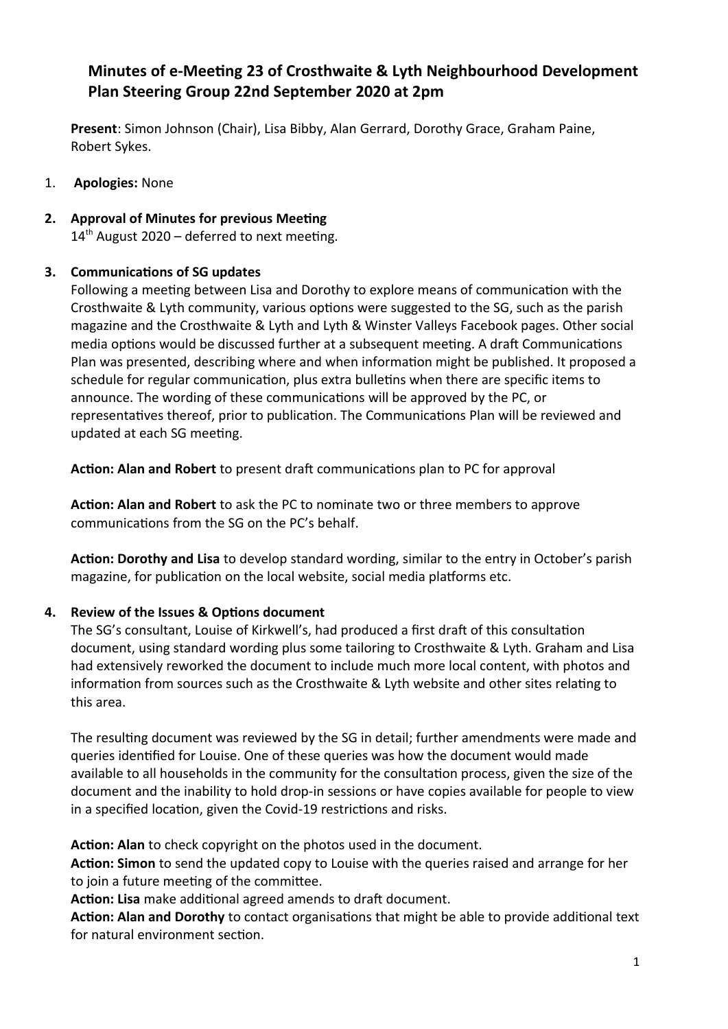# Minutes of e-Meeting 23 of Crosthwaite & Lyth Neighbourhood Development Plan Steering Group 22nd September 2020 at 2pm

**Present**: Simon Johnson (Chair), Lisa Bibby, Alan Gerrard, Dorothy Grace, Graham Paine, Robert Sykes.

1. **Apologies:** None

2. **Approval of Minutes for previous Meeting**

   14th August 2020 – deferred to next meeting.

3. **Communications of SG updates**

   Following a meeting between Lisa and Dorothy to explore means of communication with the Crosthwaite & Lyth community, various options were suggested to the SG, such as the parish magazine and the Crosthwaite & Lyth and Lyth & Winster Valleys Facebook pages. Other social media options would be discussed further at a subsequent meeting. A draft Communications Plan was presented, describing where and when information might be published. It proposed a schedule for regular communication, plus extra bulletins when there are specific items to announce. The wording of these communications will be approved by the PC, or representatives thereof, prior to publication. The Communications Plan will be reviewed and updated at each SG meeting.

   **Action: Alan and Robert** to present draft communications plan to PC for approval

   **Action: Alan and Robert** to ask the PC to nominate two or three members to approve communications from the SG on the PC's behalf.

   **Action: Dorothy and Lisa** to develop standard wording, similar to the entry in October's parish magazine, for publication on the local website, social media platforms etc.

4. **Review of the Issues & Options document**

   The SG's consultant, Louise of Kirkwell's, had produced a first draft of this consultation document, using standard wording plus some tailoring to Crosthwaite & Lyth. Graham and Lisa had extensively reworked the document to include much more local content, with photos and information from sources such as the Crosthwaite & Lyth website and other sites relating to this area.

   The resulting document was reviewed by the SG in detail; further amendments were made and queries identified for Louise. One of these queries was how the document would made available to all households in the community for the consultation process, given the size of the document and the inability to hold drop-in sessions or have copies available for people to view in a specified location, given the Covid-19 restrictions and risks.

   **Action: Alan** to check copyright on the photos used in the document.
   **Action: Simon** to send the updated copy to Louise with the queries raised and arrange for her to join a future meeting of the committee.
   **Action: Lisa** make additional agreed amends to draft document.
   **Action: Alan and Dorothy** to contact organisations that might be able to provide additional text for natural environment section.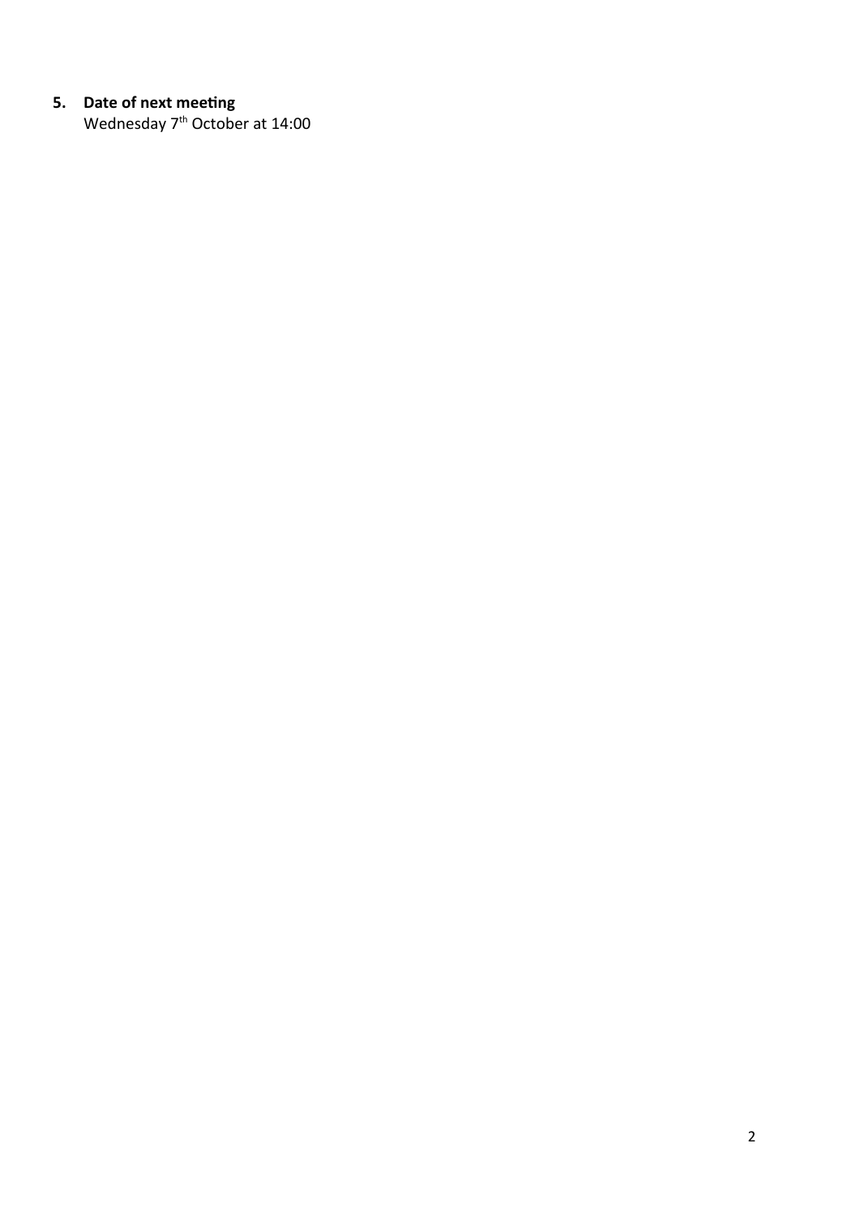5. **Date of next meeting**
   Wednesday 7th October at 14:00